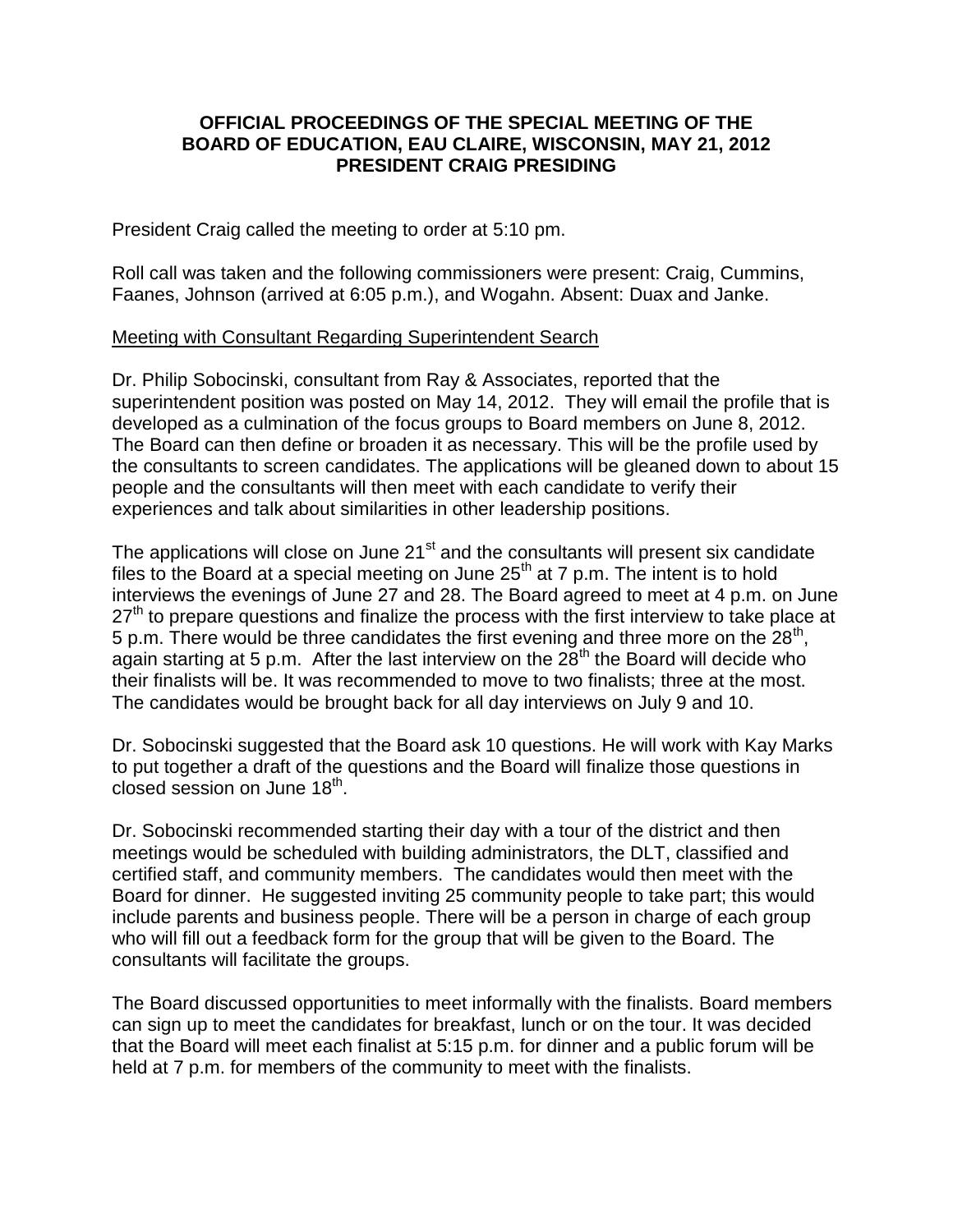**OFFICIAL PROCEEDINGS OF THE SPECIAL MEETING OF THE BOARD OF EDUCATION, EAU CLAIRE, WISCONSIN, MAY 21, 2012 PRESIDENT CRAIG PRESIDING**

President Craig called the meeting to order at 5:10 pm.

Roll call was taken and the following commissioners were present: Craig, Cummins, Faanes, Johnson (arrived at 6:05 p.m.), and Wogahn. Absent: Duax and Janke.

Meeting with Consultant Regarding Superintendent Search

Dr. Philip Sobocinski, consultant from Ray & Associates, reported that the superintendent position was posted on May 14, 2012. They will email the profile that is developed as a culmination of the focus groups to Board members on June 8, 2012. The Board can then define or broaden it as necessary. This will be the profile used by the consultants to screen candidates. The applications will be gleaned down to about 15 people and the consultants will then meet with each candidate to verify their experiences and talk about similarities in other leadership positions.

The applications will close on June 21st and the consultants will present six candidate files to the Board at a special meeting on June 25th at 7 p.m. The intent is to hold interviews the evenings of June 27 and 28. The Board agreed to meet at 4 p.m. on June 27th to prepare questions and finalize the process with the first interview to take place at 5 p.m. There would be three candidates the first evening and three more on the 28th, again starting at 5 p.m. After the last interview on the 28th the Board will decide who their finalists will be. It was recommended to move to two finalists; three at the most. The candidates would be brought back for all day interviews on July 9 and 10.

Dr. Sobocinski suggested that the Board ask 10 questions. He will work with Kay Marks to put together a draft of the questions and the Board will finalize those questions in closed session on June 18th.

Dr. Sobocinski recommended starting their day with a tour of the district and then meetings would be scheduled with building administrators, the DLT, classified and certified staff, and community members. The candidates would then meet with the Board for dinner. He suggested inviting 25 community people to take part; this would include parents and business people. There will be a person in charge of each group who will fill out a feedback form for the group that will be given to the Board. The consultants will facilitate the groups.

The Board discussed opportunities to meet informally with the finalists. Board members can sign up to meet the candidates for breakfast, lunch or on the tour. It was decided that the Board will meet each finalist at 5:15 p.m. for dinner and a public forum will be held at 7 p.m. for members of the community to meet with the finalists.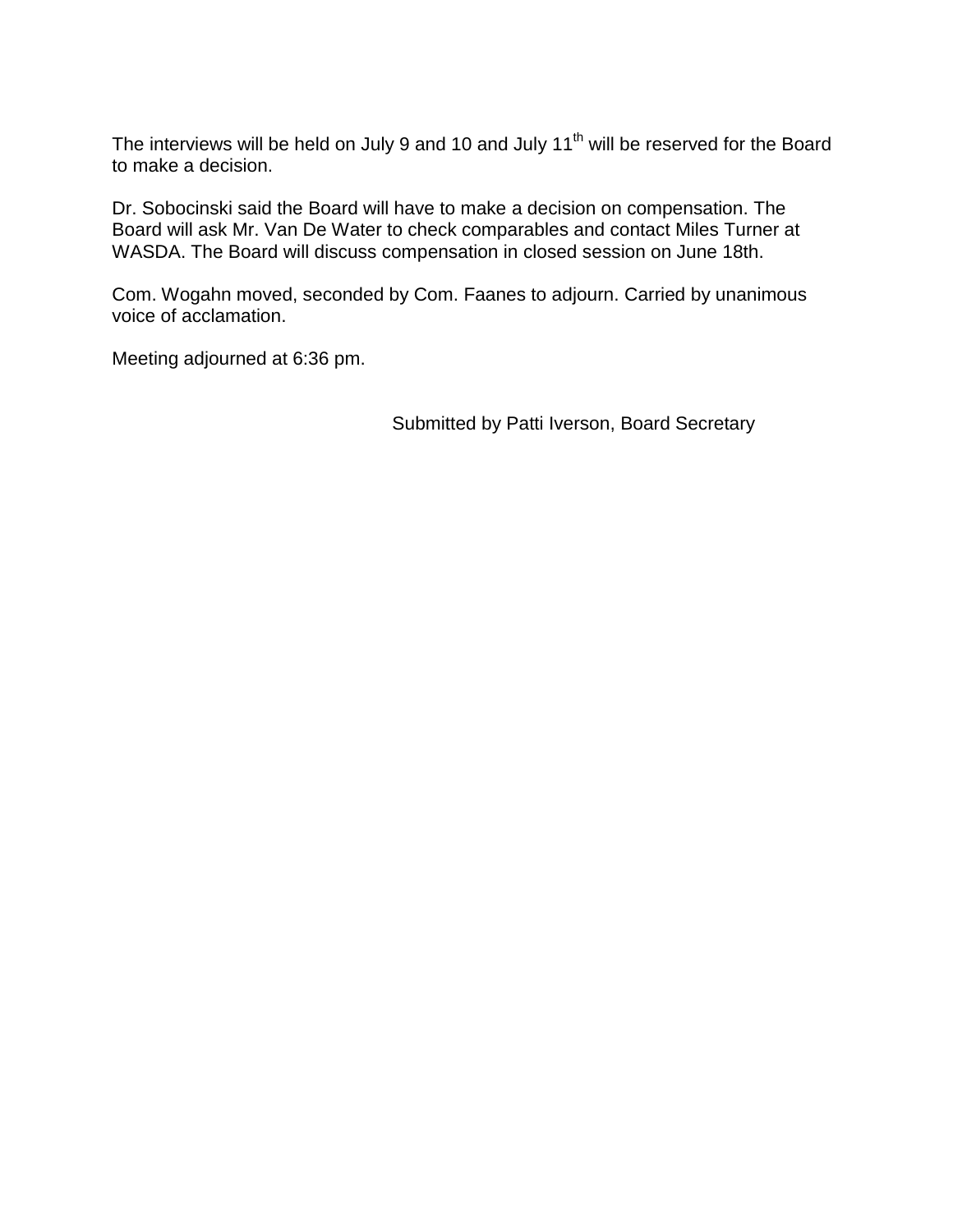The interviews will be held on July 9 and 10 and July 11th will be reserved for the Board to make a decision.

Dr. Sobocinski said the Board will have to make a decision on compensation. The Board will ask Mr. Van De Water to check comparables and contact Miles Turner at WASDA. The Board will discuss compensation in closed session on June 18th.

Com. Wogahn moved, seconded by Com. Faanes to adjourn. Carried by unanimous voice of acclamation.

Meeting adjourned at 6:36 pm.

Submitted by Patti Iverson, Board Secretary